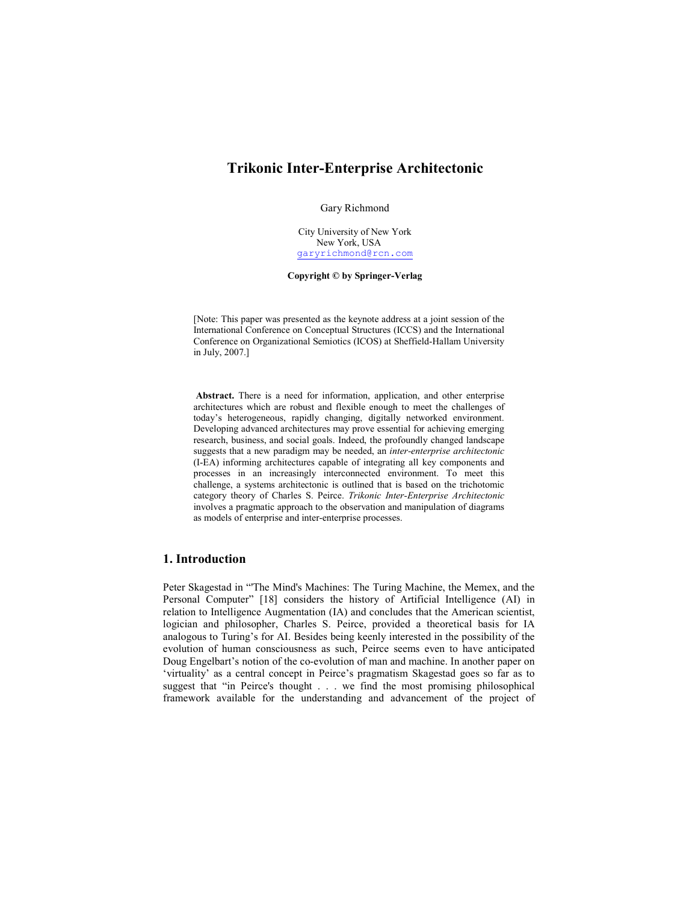# Trikonic Inter-Enterprise Architectonic

Gary Richmond

City University of New York
New York, USA
garyrichmond@rcn.com

**Copyright © by Springer-Verlag**

[Note: This paper was presented as the keynote address at a joint session of the International Conference on Conceptual Structures (ICCS) and the International Conference on Organizational Semiotics (ICOS) at Sheffield-Hallam University in July, 2007.]

**Abstract.** There is a need for information, application, and other enterprise architectures which are robust and flexible enough to meet the challenges of today's heterogeneous, rapidly changing, digitally networked environment. Developing advanced architectures may prove essential for achieving emerging research, business, and social goals. Indeed, the profoundly changed landscape suggests that a new paradigm may be needed, an *inter-enterprise architectonic* (I-EA) informing architectures capable of integrating all key components and processes in an increasingly interconnected environment. To meet this challenge, a systems architectonic is outlined that is based on the trichotomic category theory of Charles S. Peirce. *Trikonic Inter-Enterprise Architectonic* involves a pragmatic approach to the observation and manipulation of diagrams as models of enterprise and inter-enterprise processes.

## 1. Introduction

Peter Skagestad in "'The Mind's Machines: The Turing Machine, the Memex, and the Personal Computer" [18] considers the history of Artificial Intelligence (AI) in relation to Intelligence Augmentation (IA) and concludes that the American scientist, logician and philosopher, Charles S. Peirce, provided a theoretical basis for IA analogous to Turing's for AI. Besides being keenly interested in the possibility of the evolution of human consciousness as such, Peirce seems even to have anticipated Doug Engelbart's notion of the co-evolution of man and machine. In another paper on 'virtuality' as a central concept in Peirce's pragmatism Skagestad goes so far as to suggest that "in Peirce's thought . . . we find the most promising philosophical framework available for the understanding and advancement of the project of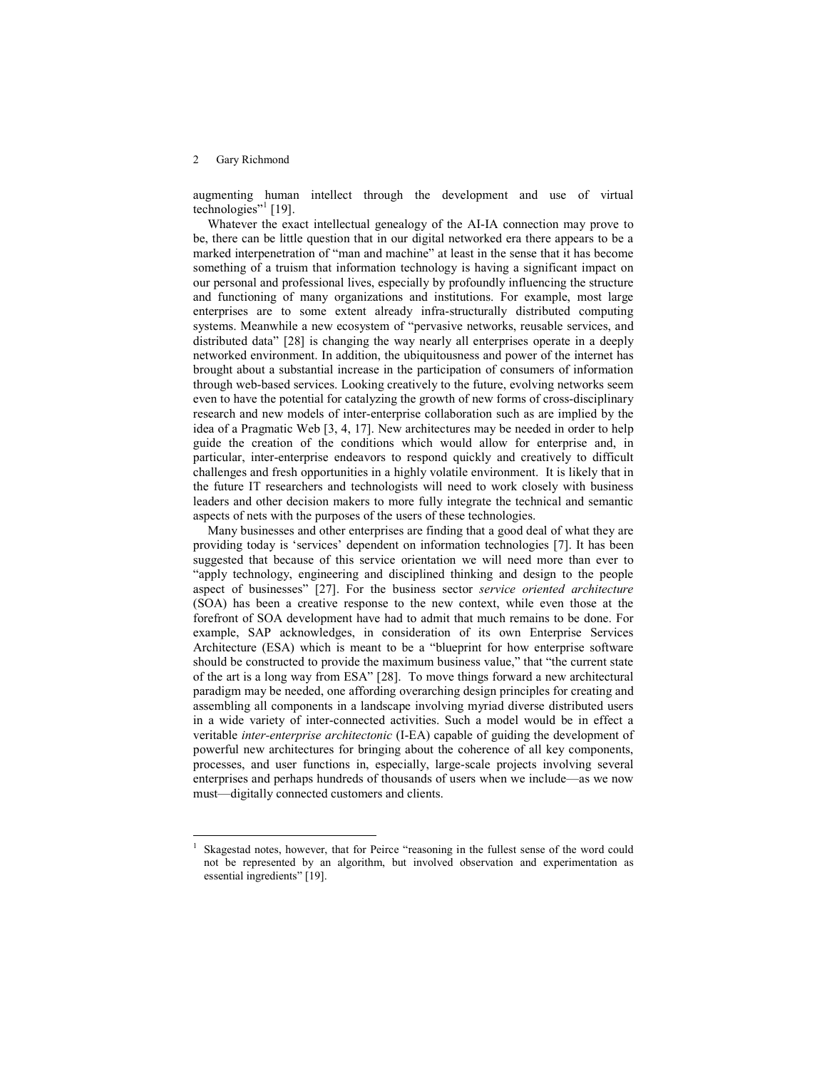augmenting human intellect through the development and use of virtual technologies"[1] [19].

Whatever the exact intellectual genealogy of the AI-IA connection may prove to be, there can be little question that in our digital networked era there appears to be a marked interpenetration of "man and machine" at least in the sense that it has become something of a truism that information technology is having a significant impact on our personal and professional lives, especially by profoundly influencing the structure and functioning of many organizations and institutions. For example, most large enterprises are to some extent already infra-structurally distributed computing systems. Meanwhile a new ecosystem of "pervasive networks, reusable services, and distributed data" [28] is changing the way nearly all enterprises operate in a deeply networked environment. In addition, the ubiquitousness and power of the internet has brought about a substantial increase in the participation of consumers of information through web-based services. Looking creatively to the future, evolving networks seem even to have the potential for catalyzing the growth of new forms of cross-disciplinary research and new models of inter-enterprise collaboration such as are implied by the idea of a Pragmatic Web [3, 4, 17]. New architectures may be needed in order to help guide the creation of the conditions which would allow for enterprise and, in particular, inter-enterprise endeavors to respond quickly and creatively to difficult challenges and fresh opportunities in a highly volatile environment. It is likely that in the future IT researchers and technologists will need to work closely with business leaders and other decision makers to more fully integrate the technical and semantic aspects of nets with the purposes of the users of these technologies.

Many businesses and other enterprises are finding that a good deal of what they are providing today is 'services' dependent on information technologies [7]. It has been suggested that because of this service orientation we will need more than ever to "apply technology, engineering and disciplined thinking and design to the people aspect of businesses" [27]. For the business sector *service oriented architecture* (SOA) has been a creative response to the new context, while even those at the forefront of SOA development have had to admit that much remains to be done. For example, SAP acknowledges, in consideration of its own Enterprise Services Architecture (ESA) which is meant to be a "blueprint for how enterprise software should be constructed to provide the maximum business value," that "the current state of the art is a long way from ESA" [28]. To move things forward a new architectural paradigm may be needed, one affording overarching design principles for creating and assembling all components in a landscape involving myriad diverse distributed users in a wide variety of inter-connected activities. Such a model would be in effect a veritable *inter-enterprise architectonic* (I-EA) capable of guiding the development of powerful new architectures for bringing about the coherence of all key components, processes, and user functions in, especially, large-scale projects involving several enterprises and perhaps hundreds of thousands of users when we include—as we now must—digitally connected customers and clients.

---

[1] Skagestad notes, however, that for Peirce "reasoning in the fullest sense of the word could not be represented by an algorithm, but involved observation and experimentation as essential ingredients" [19].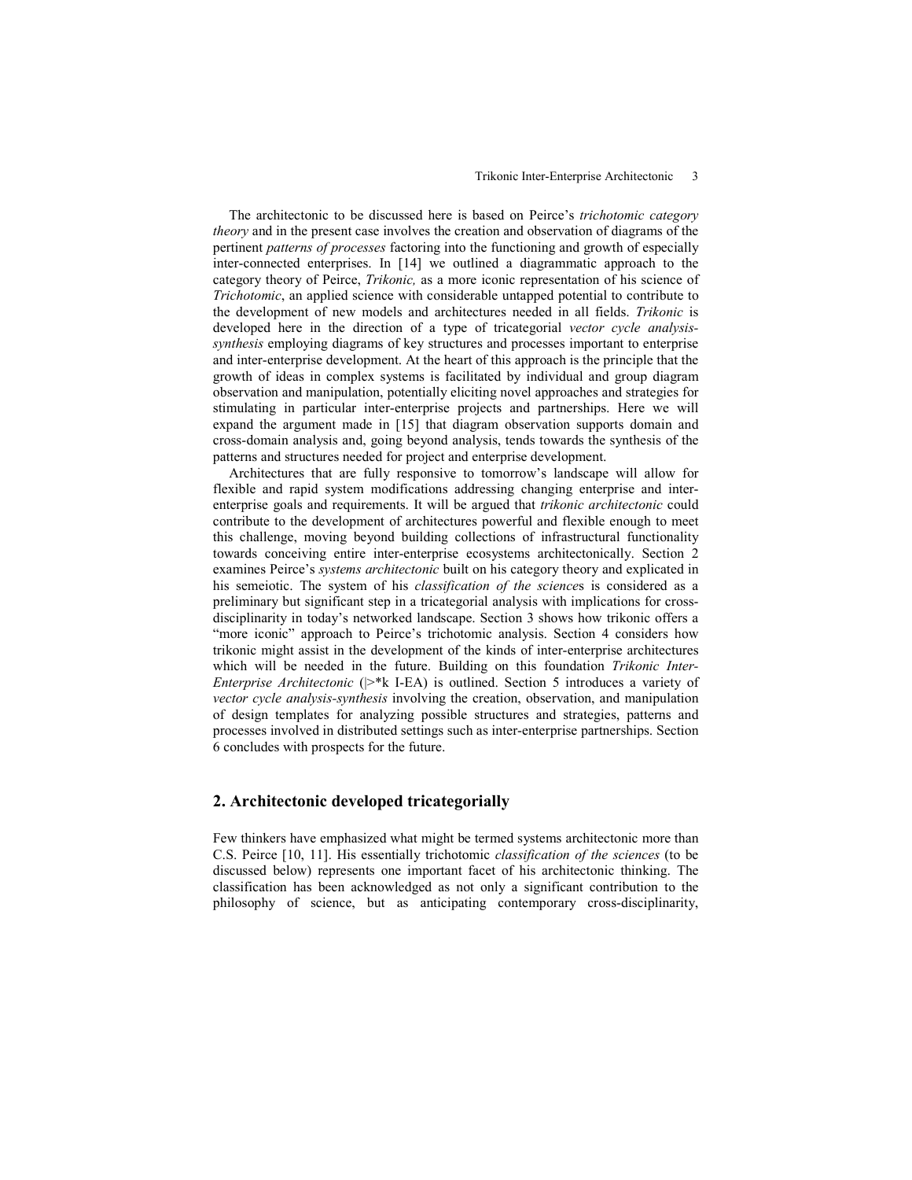The architectonic to be discussed here is based on Peirce's *trichotomic category theory* and in the present case involves the creation and observation of diagrams of the pertinent *patterns of processes* factoring into the functioning and growth of especially inter-connected enterprises. In [14] we outlined a diagrammatic approach to the category theory of Peirce, *Trikonic,* as a more iconic representation of his science of *Trichotomic*, an applied science with considerable untapped potential to contribute to the development of new models and architectures needed in all fields. *Trikonic* is developed here in the direction of a type of tricategorial *vector cycle analysis-synthesis* employing diagrams of key structures and processes important to enterprise and inter-enterprise development. At the heart of this approach is the principle that the growth of ideas in complex systems is facilitated by individual and group diagram observation and manipulation, potentially eliciting novel approaches and strategies for stimulating in particular inter-enterprise projects and partnerships. Here we will expand the argument made in [15] that diagram observation supports domain and cross-domain analysis and, going beyond analysis, tends towards the synthesis of the patterns and structures needed for project and enterprise development.

Architectures that are fully responsive to tomorrow's landscape will allow for flexible and rapid system modifications addressing changing enterprise and inter-enterprise goals and requirements. It will be argued that *trikonic architectonic* could contribute to the development of architectures powerful and flexible enough to meet this challenge, moving beyond building collections of infrastructural functionality towards conceiving entire inter-enterprise ecosystems architectonically. Section 2 examines Peirce's *systems architectonic* built on his category theory and explicated in his semeiotic. The system of his *classification of the science*s is considered as a preliminary but significant step in a tricategorial analysis with implications for cross-disciplinarity in today's networked landscape. Section 3 shows how trikonic offers a "more iconic" approach to Peirce's trichotomic analysis. Section 4 considers how trikonic might assist in the development of the kinds of inter-enterprise architectures which will be needed in the future. Building on this foundation *Trikonic Inter-Enterprise Architectonic* (|>*k I-EA) is outlined. Section 5 introduces a variety of *vector cycle analysis-synthesis* involving the creation, observation, and manipulation of design templates for analyzing possible structures and strategies, patterns and processes involved in distributed settings such as inter-enterprise partnerships. Section 6 concludes with prospects for the future.

## 2. Architectonic developed tricategorially

Few thinkers have emphasized what might be termed systems architectonic more than C.S. Peirce [10, 11]. His essentially trichotomic *classification of the sciences* (to be discussed below) represents one important facet of his architectonic thinking. The classification has been acknowledged as not only a significant contribution to the philosophy of science, but as anticipating contemporary cross-disciplinarity,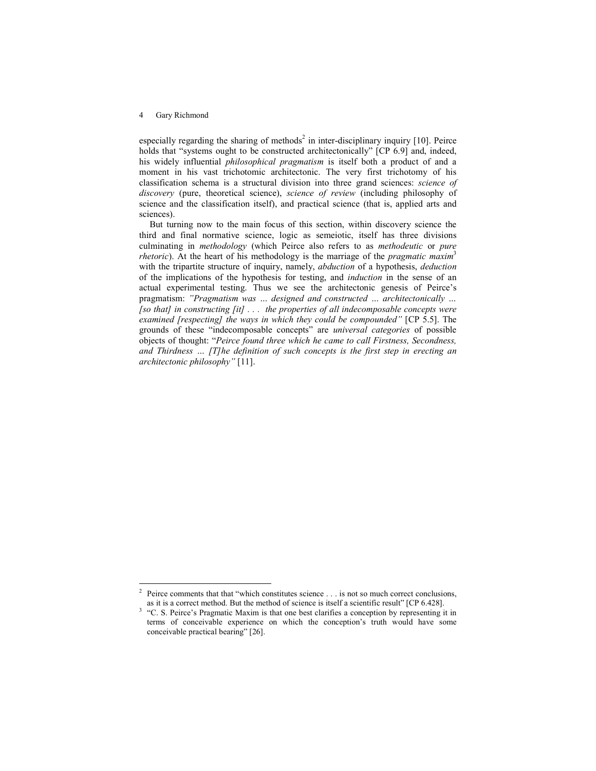especially regarding the sharing of methods[2] in inter-disciplinary inquiry [10]. Peirce holds that "systems ought to be constructed architectonically" [CP 6.9] and, indeed, his widely influential *philosophical pragmatism* is itself both a product of and a moment in his vast trichotomic architectonic. The very first trichotomy of his classification schema is a structural division into three grand sciences: *science of discovery* (pure, theoretical science), *science of review* (including philosophy of science and the classification itself), and practical science (that is, applied arts and sciences).

But turning now to the main focus of this section, within discovery science the third and final normative science, logic as semeiotic, itself has three divisions culminating in *methodology* (which Peirce also refers to as *methodeutic* or *pure rhetoric*). At the heart of his methodology is the marriage of the *pragmatic maxim*[3] with the tripartite structure of inquiry, namely, *abduction* of a hypothesis, *deduction* of the implications of the hypothesis for testing, and *induction* in the sense of an actual experimental testing. Thus we see the architectonic genesis of Peirce's pragmatism: *"Pragmatism was … designed and constructed … architectonically … [so that] in constructing [it] . . . the properties of all indecomposable concepts were examined [respecting] the ways in which they could be compounded"* [CP 5.5]. The grounds of these "indecomposable concepts" are *universal categories* of possible objects of thought: "*Peirce found three which he came to call Firstness, Secondness, and Thirdness … [T]he definition of such concepts is the first step in erecting an architectonic philosophy"* [11].

---

[2] Peirce comments that that "which constitutes science . . . is not so much correct conclusions, as it is a correct method. But the method of science is itself a scientific result" [CP 6.428].

[3] "C. S. Peirce's Pragmatic Maxim is that one best clarifies a conception by representing it in terms of conceivable experience on which the conception's truth would have some conceivable practical bearing" [26].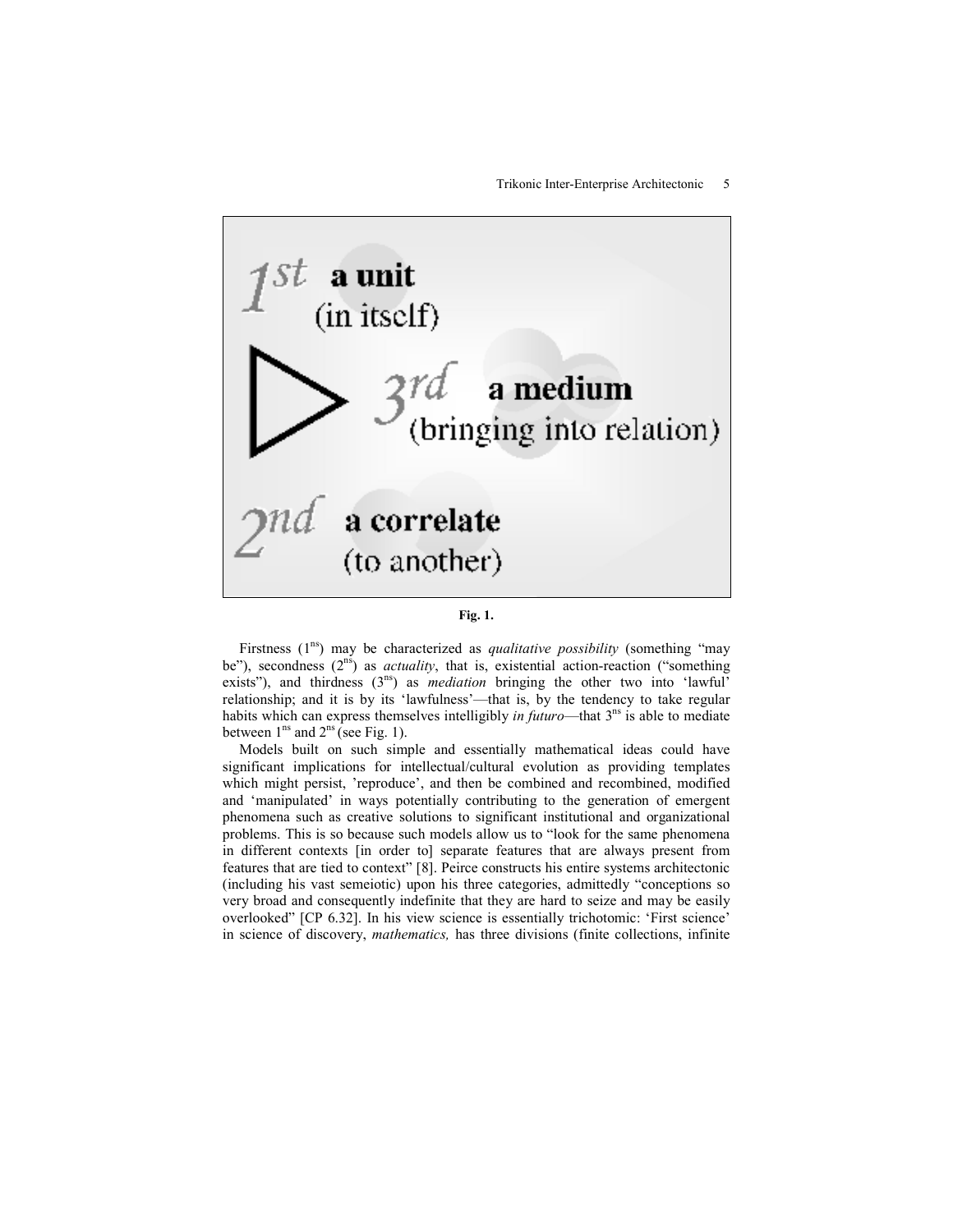1st **a unit** (in itself)

3rd **a medium** (bringing into relation)

2nd **a correlate** (to another)

**Fig. 1.**

Firstness ($1^{ns}$) may be characterized as *qualitative possibility* (something "may be"), secondness ($2^{ns}$) as *actuality*, that is, existential action-reaction ("something exists"), and thirdness ($3^{ns}$) as *mediation* bringing the other two into 'lawful' relationship; and it is by its 'lawfulness'—that is, by the tendency to take regular habits which can express themselves intelligibly *in futuro*—that $3^{ns}$ is able to mediate between $1^{ns}$ and $2^{ns}$ (see Fig. 1).

Models built on such simple and essentially mathematical ideas could have significant implications for intellectual/cultural evolution as providing templates which might persist, 'reproduce', and then be combined and recombined, modified and 'manipulated' in ways potentially contributing to the generation of emergent phenomena such as creative solutions to significant institutional and organizational problems. This is so because such models allow us to "look for the same phenomena in different contexts [in order to] separate features that are always present from features that are tied to context" [8]. Peirce constructs his entire systems architectonic (including his vast semeiotic) upon his three categories, admittedly "conceptions so very broad and consequently indefinite that they are hard to seize and may be easily overlooked" [CP 6.32]. In his view science is essentially trichotomic: 'First science' in science of discovery, *mathematics,* has three divisions (finite collections, infinite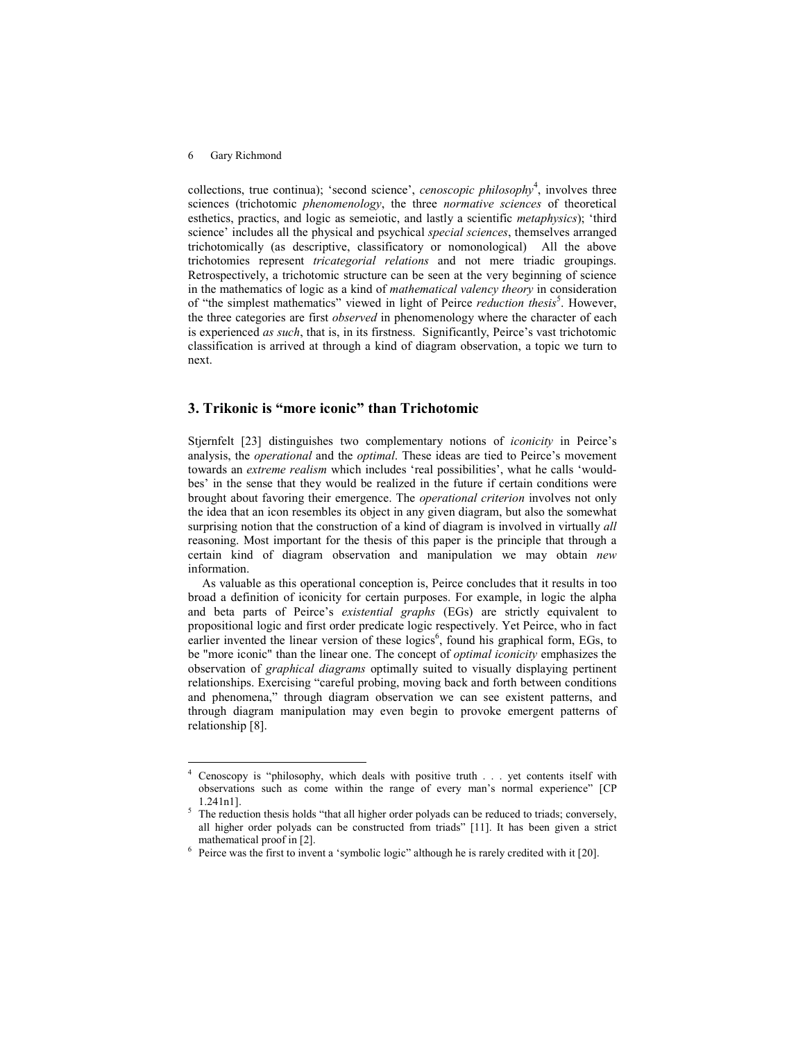collections, true continua); 'second science', *cenoscopic philosophy*[4], involves three sciences (trichotomic *phenomenology*, the three *normative sciences* of theoretical esthetics, practics, and logic as semeiotic, and lastly a scientific *metaphysics*); 'third science' includes all the physical and psychical *special sciences*, themselves arranged trichotomically (as descriptive, classificatory or nomonological) All the above trichotomies represent *tricategorial relations* and not mere triadic groupings. Retrospectively, a trichotomic structure can be seen at the very beginning of science in the mathematics of logic as a kind of *mathematical valency theory* in consideration of "the simplest mathematics" viewed in light of Peirce *reduction thesis*[5]. However, the three categories are first *observed* in phenomenology where the character of each is experienced *as such*, that is, in its firstness. Significantly, Peirce's vast trichotomic classification is arrived at through a kind of diagram observation, a topic we turn to next.

## 3. Trikonic is "more iconic" than Trichotomic

Stjernfelt [23] distinguishes two complementary notions of *iconicity* in Peirce's analysis, the *operational* and the *optimal*. These ideas are tied to Peirce's movement towards an *extreme realism* which includes 'real possibilities', what he calls 'would-bes' in the sense that they would be realized in the future if certain conditions were brought about favoring their emergence. The *operational criterion* involves not only the idea that an icon resembles its object in any given diagram, but also the somewhat surprising notion that the construction of a kind of diagram is involved in virtually *all* reasoning. Most important for the thesis of this paper is the principle that through a certain kind of diagram observation and manipulation we may obtain *new* information.

As valuable as this operational conception is, Peirce concludes that it results in too broad a definition of iconicity for certain purposes. For example, in logic the alpha and beta parts of Peirce's *existential graphs* (EGs) are strictly equivalent to propositional logic and first order predicate logic respectively. Yet Peirce, who in fact earlier invented the linear version of these logics[6], found his graphical form, EGs, to be "more iconic" than the linear one. The concept of *optimal iconicity* emphasizes the observation of *graphical diagrams* optimally suited to visually displaying pertinent relationships. Exercising "careful probing, moving back and forth between conditions and phenomena," through diagram observation we can see existent patterns, and through diagram manipulation may even begin to provoke emergent patterns of relationship [8].

---

[4] Cenoscopy is "philosophy, which deals with positive truth . . . yet contents itself with observations such as come within the range of every man's normal experience" [CP 1.241n1].

[5] The reduction thesis holds "that all higher order polyads can be reduced to triads; conversely, all higher order polyads can be constructed from triads" [11]. It has been given a strict mathematical proof in [2].

[6] Peirce was the first to invent a 'symbolic logic" although he is rarely credited with it [20].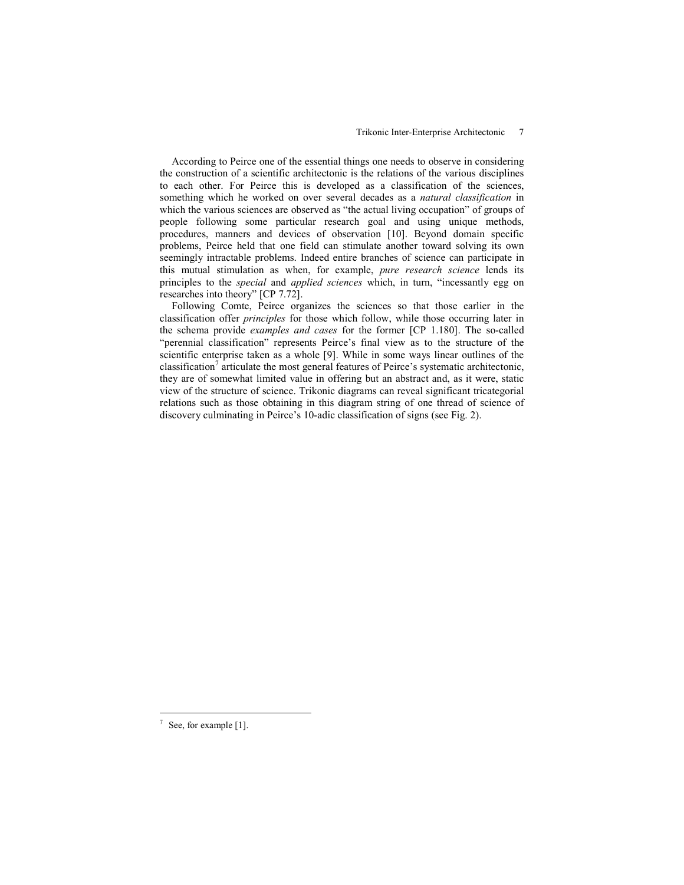According to Peirce one of the essential things one needs to observe in considering the construction of a scientific architectonic is the relations of the various disciplines to each other. For Peirce this is developed as a classification of the sciences, something which he worked on over several decades as a *natural classification* in which the various sciences are observed as "the actual living occupation" of groups of people following some particular research goal and using unique methods, procedures, manners and devices of observation [10]. Beyond domain specific problems, Peirce held that one field can stimulate another toward solving its own seemingly intractable problems. Indeed entire branches of science can participate in this mutual stimulation as when, for example, *pure research science* lends its principles to the *special* and *applied sciences* which, in turn, "incessantly egg on researches into theory" [CP 7.72].

Following Comte, Peirce organizes the sciences so that those earlier in the classification offer *principles* for those which follow, while those occurring later in the schema provide *examples and cases* for the former [CP 1.180]. The so-called "perennial classification" represents Peirce's final view as to the structure of the scientific enterprise taken as a whole [9]. While in some ways linear outlines of the classification[7] articulate the most general features of Peirce's systematic architectonic, they are of somewhat limited value in offering but an abstract and, as it were, static view of the structure of science. Trikonic diagrams can reveal significant tricategorial relations such as those obtaining in this diagram string of one thread of science of discovery culminating in Peirce's 10-adic classification of signs (see Fig. 2).

---

[7] See, for example [1].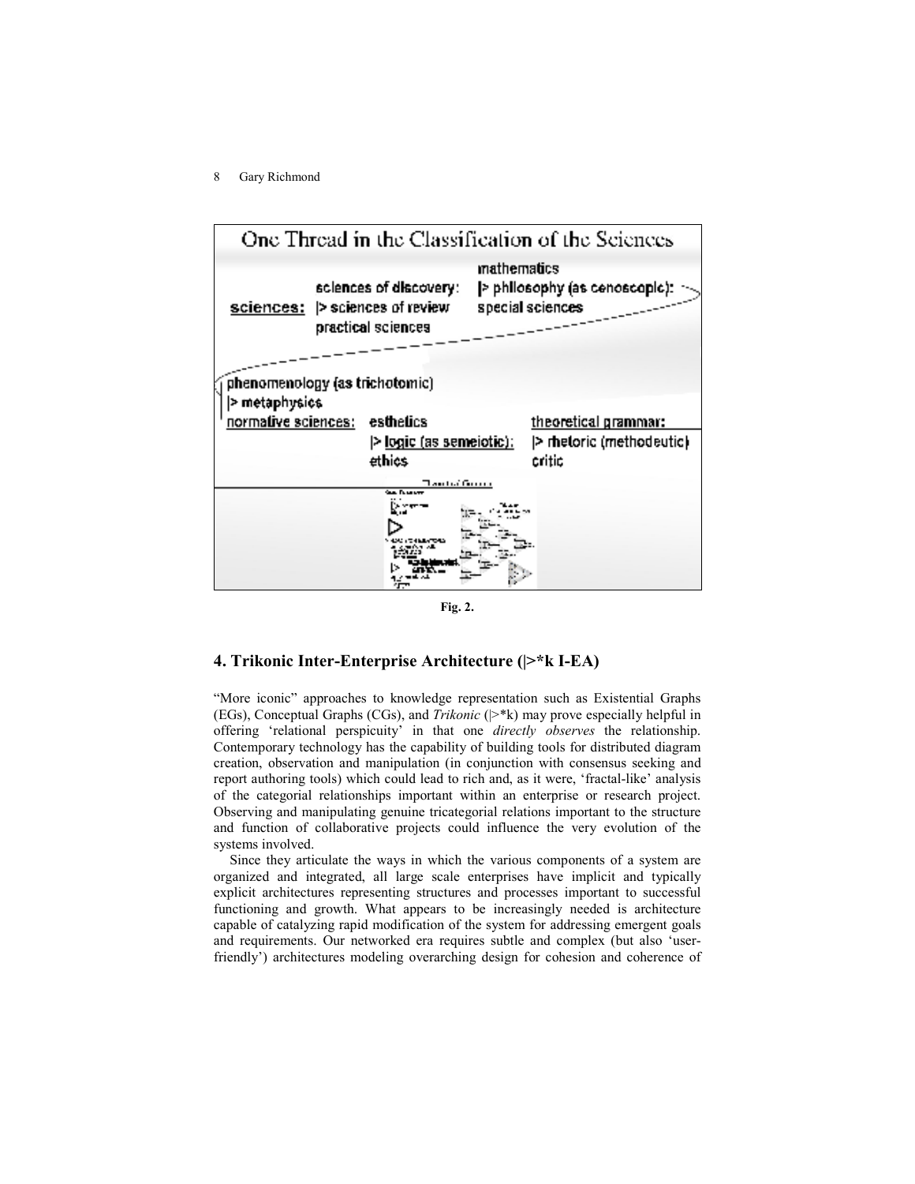**One Thread in the Classification of the Sciences**

sciences: sciences of discovery: |> sciences of review practical sciences

mathematics |> philosophy (as cenoscopic): special sciences

phenomenology (as trichotomic) |> metaphysics normative sciences: esthetics |> logic (as semeiotic): ethics

theoretical grammar: |> rhetoric (methodeutic) critic

**Fig. 2.**

## 4. Trikonic Inter-Enterprise Architecture (|>*k I-EA)

"More iconic" approaches to knowledge representation such as Existential Graphs (EGs), Conceptual Graphs (CGs), and *Trikonic* (|>*k) may prove especially helpful in offering 'relational perspicuity' in that one *directly observes* the relationship. Contemporary technology has the capability of building tools for distributed diagram creation, observation and manipulation (in conjunction with consensus seeking and report authoring tools) which could lead to rich and, as it were, 'fractal-like' analysis of the categorial relationships important within an enterprise or research project. Observing and manipulating genuine tricategorial relations important to the structure and function of collaborative projects could influence the very evolution of the systems involved.

Since they articulate the ways in which the various components of a system are organized and integrated, all large scale enterprises have implicit and typically explicit architectures representing structures and processes important to successful functioning and growth. What appears to be increasingly needed is architecture capable of catalyzing rapid modification of the system for addressing emergent goals and requirements. Our networked era requires subtle and complex (but also 'user-friendly') architectures modeling overarching design for cohesion and coherence of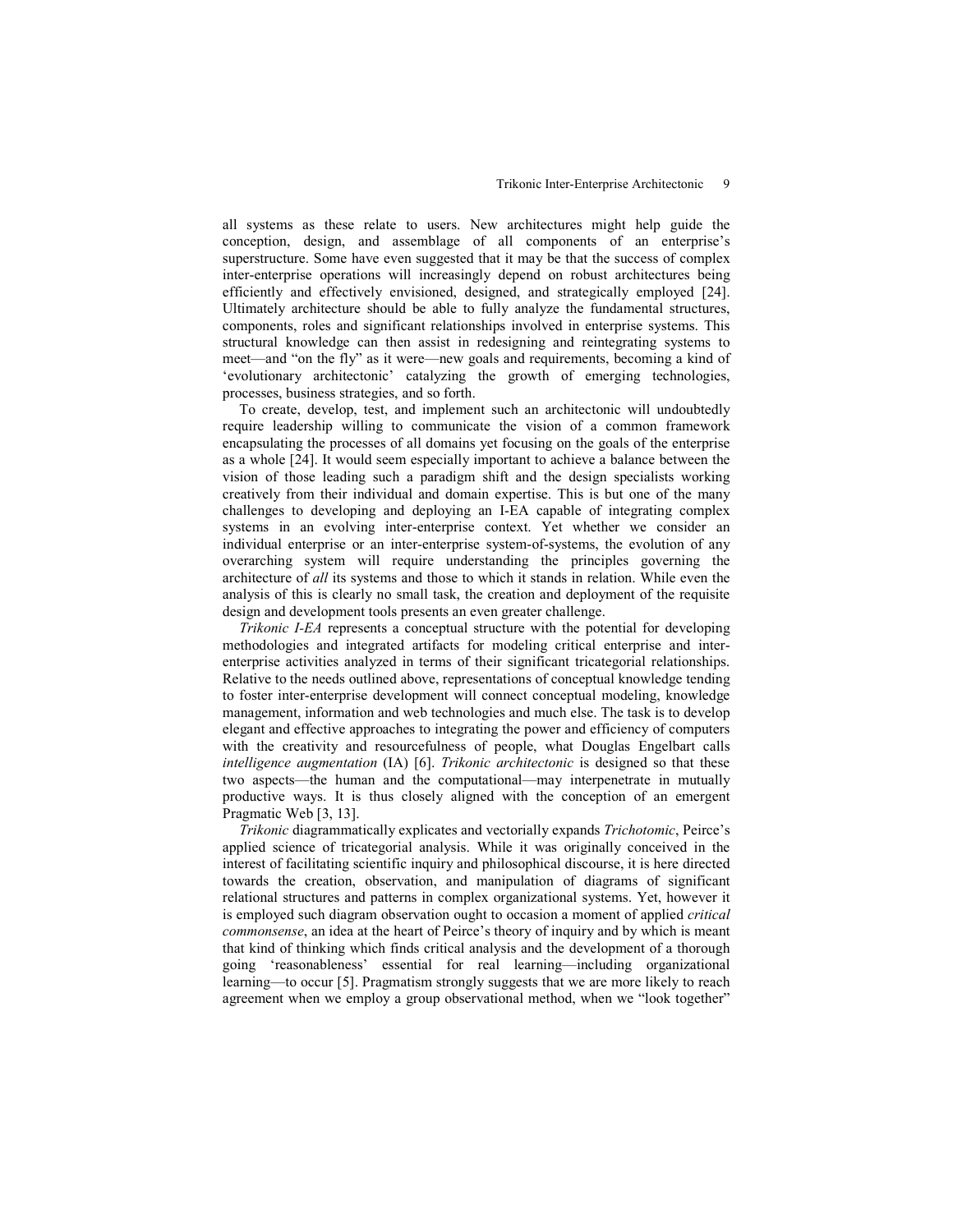all systems as these relate to users. New architectures might help guide the conception, design, and assemblage of all components of an enterprise's superstructure. Some have even suggested that it may be that the success of complex inter-enterprise operations will increasingly depend on robust architectures being efficiently and effectively envisioned, designed, and strategically employed [24]. Ultimately architecture should be able to fully analyze the fundamental structures, components, roles and significant relationships involved in enterprise systems. This structural knowledge can then assist in redesigning and reintegrating systems to meet—and "on the fly" as it were—new goals and requirements, becoming a kind of 'evolutionary architectonic' catalyzing the growth of emerging technologies, processes, business strategies, and so forth.

To create, develop, test, and implement such an architectonic will undoubtedly require leadership willing to communicate the vision of a common framework encapsulating the processes of all domains yet focusing on the goals of the enterprise as a whole [24]. It would seem especially important to achieve a balance between the vision of those leading such a paradigm shift and the design specialists working creatively from their individual and domain expertise. This is but one of the many challenges to developing and deploying an I-EA capable of integrating complex systems in an evolving inter-enterprise context. Yet whether we consider an individual enterprise or an inter-enterprise system-of-systems, the evolution of any overarching system will require understanding the principles governing the architecture of *all* its systems and those to which it stands in relation. While even the analysis of this is clearly no small task, the creation and deployment of the requisite design and development tools presents an even greater challenge.

*Trikonic I-EA* represents a conceptual structure with the potential for developing methodologies and integrated artifacts for modeling critical enterprise and inter-enterprise activities analyzed in terms of their significant tricategorial relationships. Relative to the needs outlined above, representations of conceptual knowledge tending to foster inter-enterprise development will connect conceptual modeling, knowledge management, information and web technologies and much else. The task is to develop elegant and effective approaches to integrating the power and efficiency of computers with the creativity and resourcefulness of people, what Douglas Engelbart calls *intelligence augmentation* (IA) [6]. *Trikonic architectonic* is designed so that these two aspects—the human and the computational—may interpenetrate in mutually productive ways. It is thus closely aligned with the conception of an emergent Pragmatic Web [3, 13].

*Trikonic* diagrammatically explicates and vectorially expands *Trichotomic*, Peirce's applied science of tricategorial analysis. While it was originally conceived in the interest of facilitating scientific inquiry and philosophical discourse, it is here directed towards the creation, observation, and manipulation of diagrams of significant relational structures and patterns in complex organizational systems. Yet, however it is employed such diagram observation ought to occasion a moment of applied *critical commonsense*, an idea at the heart of Peirce's theory of inquiry and by which is meant that kind of thinking which finds critical analysis and the development of a thorough going 'reasonableness' essential for real learning—including organizational learning—to occur [5]. Pragmatism strongly suggests that we are more likely to reach agreement when we employ a group observational method, when we "look together"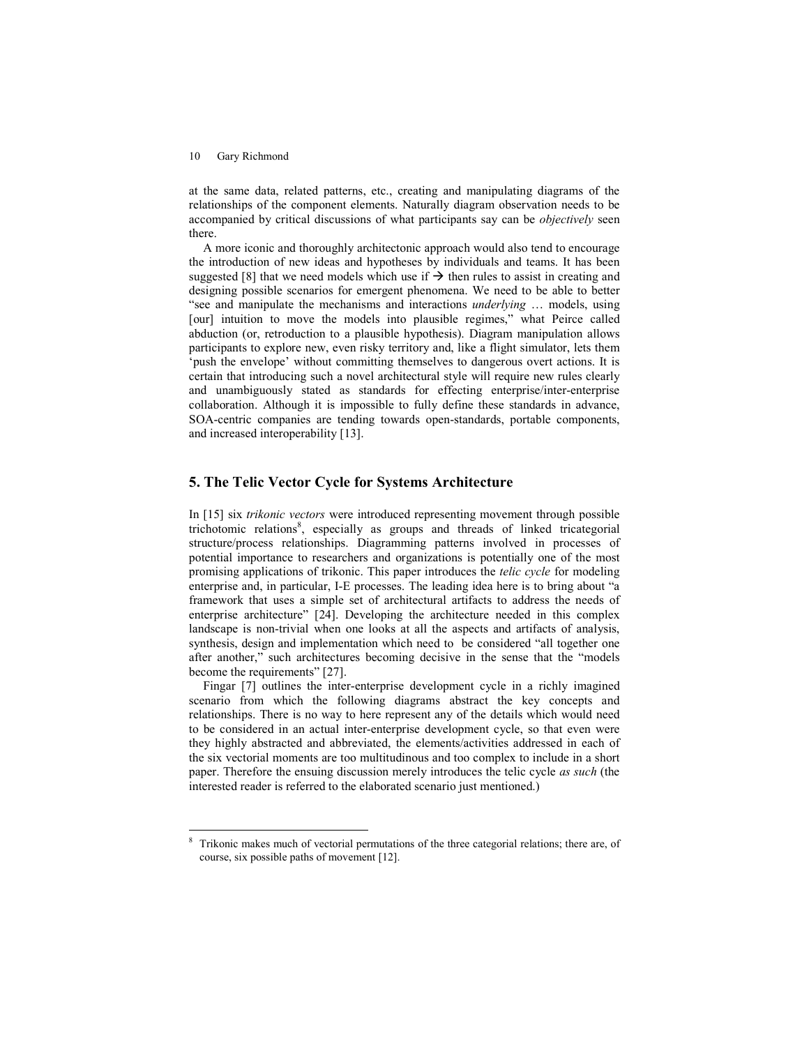at the same data, related patterns, etc., creating and manipulating diagrams of the relationships of the component elements. Naturally diagram observation needs to be accompanied by critical discussions of what participants say can be *objectively* seen there.

A more iconic and thoroughly architectonic approach would also tend to encourage the introduction of new ideas and hypotheses by individuals and teams. It has been suggested [8] that we need models which use if → then rules to assist in creating and designing possible scenarios for emergent phenomena. We need to be able to better "see and manipulate the mechanisms and interactions *underlying* … models, using [our] intuition to move the models into plausible regimes," what Peirce called abduction (or, retroduction to a plausible hypothesis). Diagram manipulation allows participants to explore new, even risky territory and, like a flight simulator, lets them 'push the envelope' without committing themselves to dangerous overt actions. It is certain that introducing such a novel architectural style will require new rules clearly and unambiguously stated as standards for effecting enterprise/inter-enterprise collaboration. Although it is impossible to fully define these standards in advance, SOA-centric companies are tending towards open-standards, portable components, and increased interoperability [13].

## 5. The Telic Vector Cycle for Systems Architecture

In [15] six *trikonic vectors* were introduced representing movement through possible trichotomic relations[8], especially as groups and threads of linked tricategorial structure/process relationships. Diagramming patterns involved in processes of potential importance to researchers and organizations is potentially one of the most promising applications of trikonic. This paper introduces the *telic cycle* for modeling enterprise and, in particular, I-E processes. The leading idea here is to bring about "a framework that uses a simple set of architectural artifacts to address the needs of enterprise architecture" [24]. Developing the architecture needed in this complex landscape is non-trivial when one looks at all the aspects and artifacts of analysis, synthesis, design and implementation which need to be considered "all together one after another," such architectures becoming decisive in the sense that the "models become the requirements" [27].

Fingar [7] outlines the inter-enterprise development cycle in a richly imagined scenario from which the following diagrams abstract the key concepts and relationships. There is no way to here represent any of the details which would need to be considered in an actual inter-enterprise development cycle, so that even were they highly abstracted and abbreviated, the elements/activities addressed in each of the six vectorial moments are too multitudinous and too complex to include in a short paper. Therefore the ensuing discussion merely introduces the telic cycle *as such* (the interested reader is referred to the elaborated scenario just mentioned.)

---

[8] Trikonic makes much of vectorial permutations of the three categorial relations; there are, of course, six possible paths of movement [12].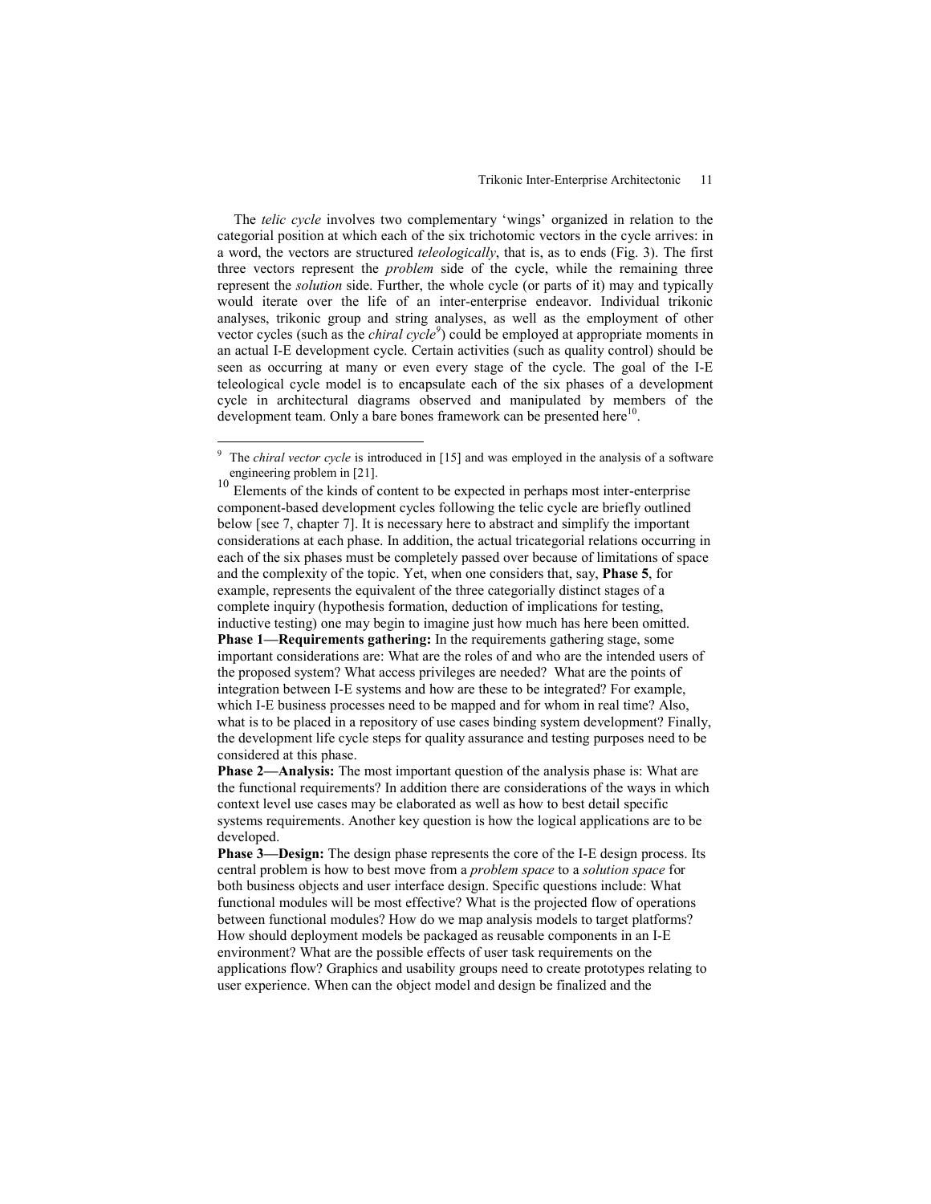The *telic cycle* involves two complementary 'wings' organized in relation to the categorial position at which each of the six trichotomic vectors in the cycle arrives: in a word, the vectors are structured *teleologically*, that is, as to ends (Fig. 3). The first three vectors represent the *problem* side of the cycle, while the remaining three represent the *solution* side. Further, the whole cycle (or parts of it) may and typically would iterate over the life of an inter-enterprise endeavor. Individual trikonic analyses, trikonic group and string analyses, as well as the employment of other vector cycles (such as the *chiral cycle*[9]) could be employed at appropriate moments in an actual I-E development cycle. Certain activities (such as quality control) should be seen as occurring at many or even every stage of the cycle. The goal of the I-E teleological cycle model is to encapsulate each of the six phases of a development cycle in architectural diagrams observed and manipulated by members of the development team. Only a bare bones framework can be presented here[10].

---

[9] The *chiral vector cycle* is introduced in [15] and was employed in the analysis of a software engineering problem in [21].

[10] Elements of the kinds of content to be expected in perhaps most inter-enterprise component-based development cycles following the telic cycle are briefly outlined below [see 7, chapter 7]. It is necessary here to abstract and simplify the important considerations at each phase. In addition, the actual tricategorial relations occurring in each of the six phases must be completely passed over because of limitations of space and the complexity of the topic. Yet, when one considers that, say, **Phase 5**, for example, represents the equivalent of the three categorially distinct stages of a complete inquiry (hypothesis formation, deduction of implications for testing, inductive testing) one may begin to imagine just how much has here been omitted.

**Phase 1—Requirements gathering:** In the requirements gathering stage, some important considerations are: What are the roles of and who are the intended users of the proposed system? What access privileges are needed? What are the points of integration between I-E systems and how are these to be integrated? For example, which I-E business processes need to be mapped and for whom in real time? Also, what is to be placed in a repository of use cases binding system development? Finally, the development life cycle steps for quality assurance and testing purposes need to be considered at this phase.

**Phase 2—Analysis:** The most important question of the analysis phase is: What are the functional requirements? In addition there are considerations of the ways in which context level use cases may be elaborated as well as how to best detail specific systems requirements. Another key question is how the logical applications are to be developed.

**Phase 3—Design:** The design phase represents the core of the I-E design process. Its central problem is how to best move from a *problem space* to a *solution space* for both business objects and user interface design. Specific questions include: What functional modules will be most effective? What is the projected flow of operations between functional modules? How do we map analysis models to target platforms? How should deployment models be packaged as reusable components in an I-E environment? What are the possible effects of user task requirements on the applications flow? Graphics and usability groups need to create prototypes relating to user experience. When can the object model and design be finalized and the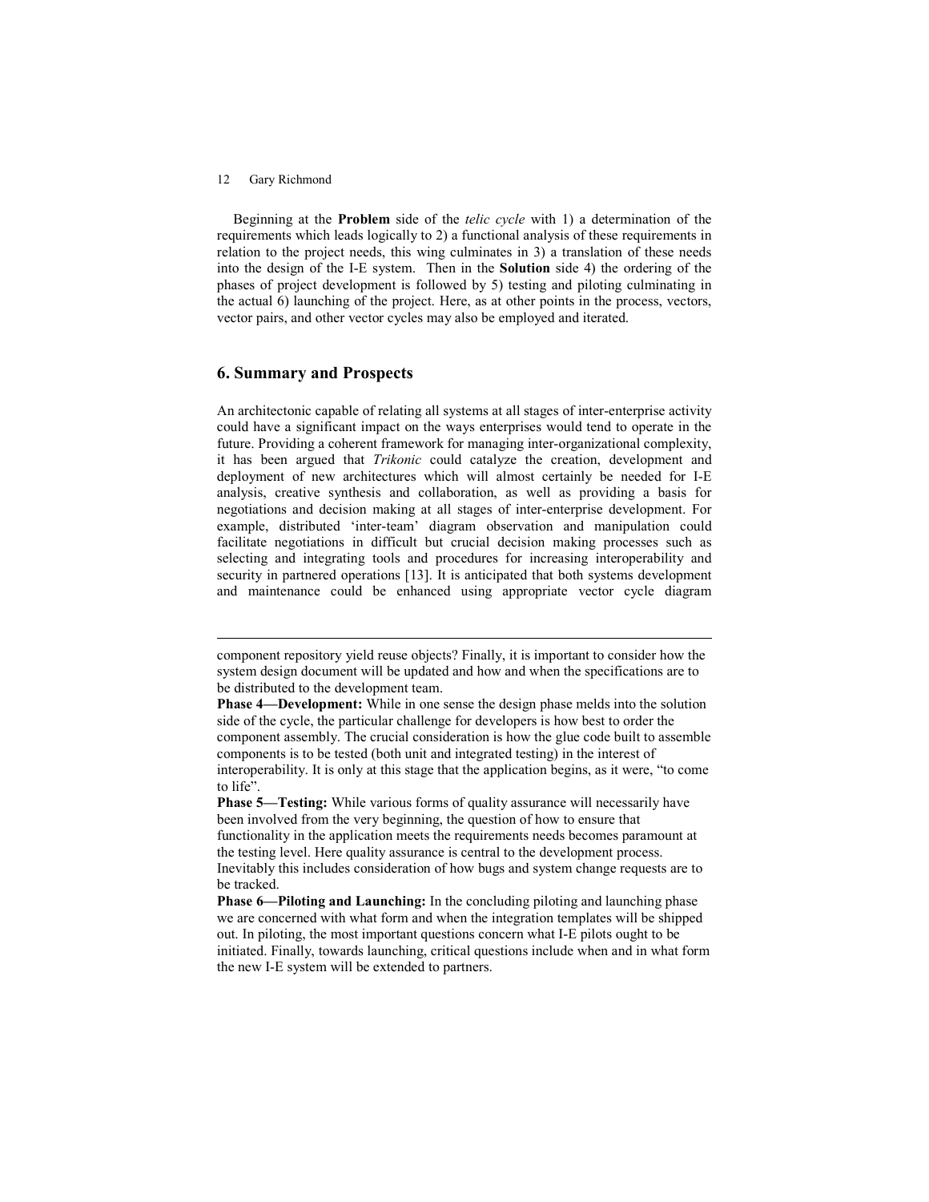Beginning at the **Problem** side of the *telic cycle* with 1) a determination of the requirements which leads logically to 2) a functional analysis of these requirements in relation to the project needs, this wing culminates in 3) a translation of these needs into the design of the I-E system. Then in the **Solution** side 4) the ordering of the phases of project development is followed by 5) testing and piloting culminating in the actual 6) launching of the project. Here, as at other points in the process, vectors, vector pairs, and other vector cycles may also be employed and iterated.

## 6. Summary and Prospects

An architectonic capable of relating all systems at all stages of inter-enterprise activity could have a significant impact on the ways enterprises would tend to operate in the future. Providing a coherent framework for managing inter-organizational complexity, it has been argued that *Trikonic* could catalyze the creation, development and deployment of new architectures which will almost certainly be needed for I-E analysis, creative synthesis and collaboration, as well as providing a basis for negotiations and decision making at all stages of inter-enterprise development. For example, distributed 'inter-team' diagram observation and manipulation could facilitate negotiations in difficult but crucial decision making processes such as selecting and integrating tools and procedures for increasing interoperability and security in partnered operations [13]. It is anticipated that both systems development and maintenance could be enhanced using appropriate vector cycle diagram

---

component repository yield reuse objects? Finally, it is important to consider how the system design document will be updated and how and when the specifications are to be distributed to the development team.

**Phase 4—Development:** While in one sense the design phase melds into the solution side of the cycle, the particular challenge for developers is how best to order the component assembly. The crucial consideration is how the glue code built to assemble components is to be tested (both unit and integrated testing) in the interest of interoperability. It is only at this stage that the application begins, as it were, "to come to life".

**Phase 5—Testing:** While various forms of quality assurance will necessarily have been involved from the very beginning, the question of how to ensure that functionality in the application meets the requirements needs becomes paramount at the testing level. Here quality assurance is central to the development process. Inevitably this includes consideration of how bugs and system change requests are to be tracked.

**Phase 6—Piloting and Launching:** In the concluding piloting and launching phase we are concerned with what form and when the integration templates will be shipped out. In piloting, the most important questions concern what I-E pilots ought to be initiated. Finally, towards launching, critical questions include when and in what form the new I-E system will be extended to partners.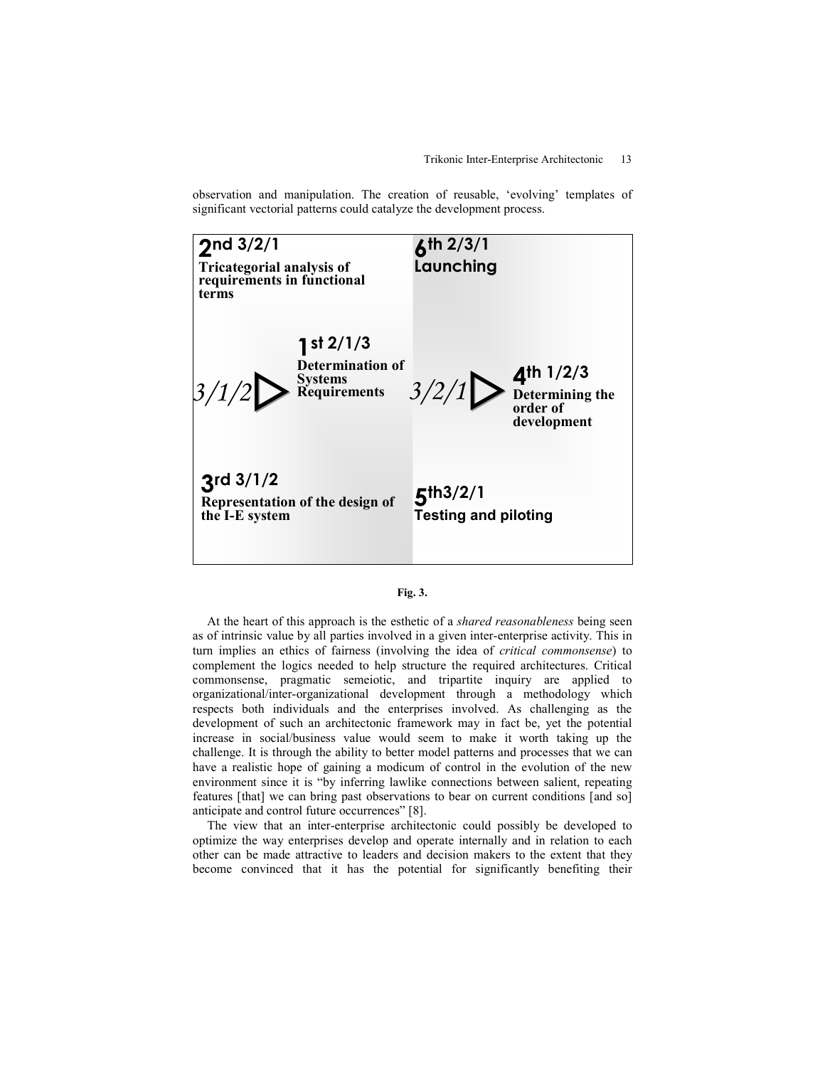observation and manipulation. The creation of reusable, 'evolving' templates of significant vectorial patterns could catalyze the development process.

**2nd 3/2/1**
**Tricategorial analysis of requirements in functional terms**

**1st 2/1/3**
**Determination of Systems Requirements**

*3/1/2* ▷

**3rd 3/1/2**
**Representation of the design of the I-E system**

**6th 2/3/1**
**Launching**

*3/2/1* ▷

**4th 1/2/3**
**Determining the order of development**

**5th 3/2/1**
**Testing and piloting**

**Fig. 3.**

At the heart of this approach is the esthetic of a *shared reasonableness* being seen as of intrinsic value by all parties involved in a given inter-enterprise activity. This in turn implies an ethics of fairness (involving the idea of *critical commonsense*) to complement the logics needed to help structure the required architectures. Critical commonsense, pragmatic semeiotic, and tripartite inquiry are applied to organizational/inter-organizational development through a methodology which respects both individuals and the enterprises involved. As challenging as the development of such an architectonic framework may in fact be, yet the potential increase in social/business value would seem to make it worth taking up the challenge. It is through the ability to better model patterns and processes that we can have a realistic hope of gaining a modicum of control in the evolution of the new environment since it is "by inferring lawlike connections between salient, repeating features [that] we can bring past observations to bear on current conditions [and so] anticipate and control future occurrences" [8].

The view that an inter-enterprise architectonic could possibly be developed to optimize the way enterprises develop and operate internally and in relation to each other can be made attractive to leaders and decision makers to the extent that they become convinced that it has the potential for significantly benefiting their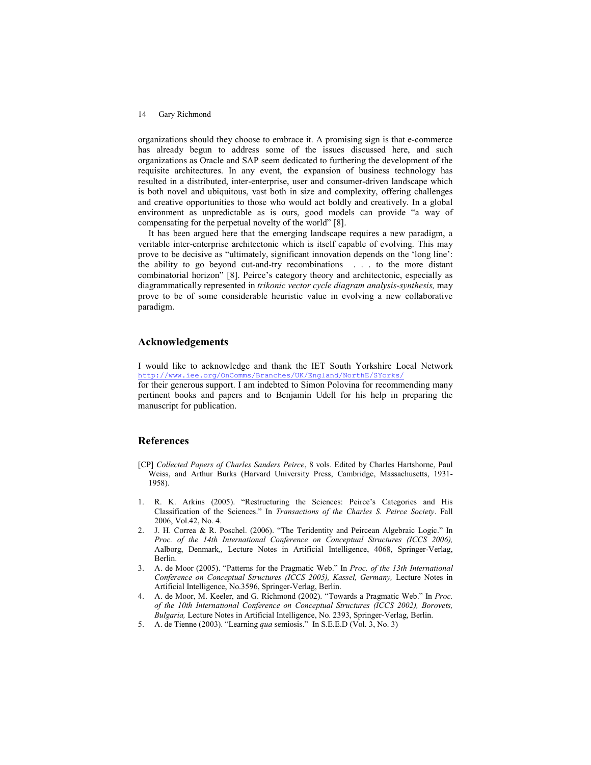organizations should they choose to embrace it. A promising sign is that e-commerce has already begun to address some of the issues discussed here, and such organizations as Oracle and SAP seem dedicated to furthering the development of the requisite architectures. In any event, the expansion of business technology has resulted in a distributed, inter-enterprise, user and consumer-driven landscape which is both novel and ubiquitous, vast both in size and complexity, offering challenges and creative opportunities to those who would act boldly and creatively. In a global environment as unpredictable as is ours, good models can provide "a way of compensating for the perpetual novelty of the world" [8].

It has been argued here that the emerging landscape requires a new paradigm, a veritable inter-enterprise architectonic which is itself capable of evolving. This may prove to be decisive as "ultimately, significant innovation depends on the 'long line': the ability to go beyond cut-and-try recombinations . . . to the more distant combinatorial horizon" [8]. Peirce's category theory and architectonic, especially as diagrammatically represented in *trikonic vector cycle diagram analysis-synthesis,* may prove to be of some considerable heuristic value in evolving a new collaborative paradigm.

## Acknowledgements

I would like to acknowledge and thank the IET South Yorkshire Local Network http://www.iee.org/OnComms/Branches/UK/England/NorthE/SYorks/ for their generous support. I am indebted to Simon Polovina for recommending many pertinent books and papers and to Benjamin Udell for his help in preparing the manuscript for publication.

## References

[CP] *Collected Papers of Charles Sanders Peirce*, 8 vols. Edited by Charles Hartshorne, Paul Weiss, and Arthur Burks (Harvard University Press, Cambridge, Massachusetts, 1931-1958).

1. R. K. Arkins (2005). "Restructuring the Sciences: Peirce's Categories and His Classification of the Sciences." In *Transactions of the Charles S. Peirce Society*. Fall 2006, Vol.42, No. 4.
2. J. H. Correa & R. Poschel. (2006). "The Teridentity and Peircean Algebraic Logic." In *Proc. of the 14th International Conference on Conceptual Structures (ICCS 2006),* Aalborg, Denmark,, Lecture Notes in Artificial Intelligence, 4068, Springer-Verlag, Berlin.
3. A. de Moor (2005). "Patterns for the Pragmatic Web." In *Proc. of the 13th International Conference on Conceptual Structures (ICCS 2005), Kassel, Germany,* Lecture Notes in Artificial Intelligence, No.3596, Springer-Verlag, Berlin.
4. A. de Moor, M. Keeler, and G. Richmond (2002). "Towards a Pragmatic Web." In *Proc. of the 10th International Conference on Conceptual Structures (ICCS 2002), Borovets, Bulgaria,* Lecture Notes in Artificial Intelligence, No. 2393, Springer-Verlag, Berlin.
5. A. de Tienne (2003). "Learning *qua* semiosis." In S.E.E.D (Vol. 3, No. 3)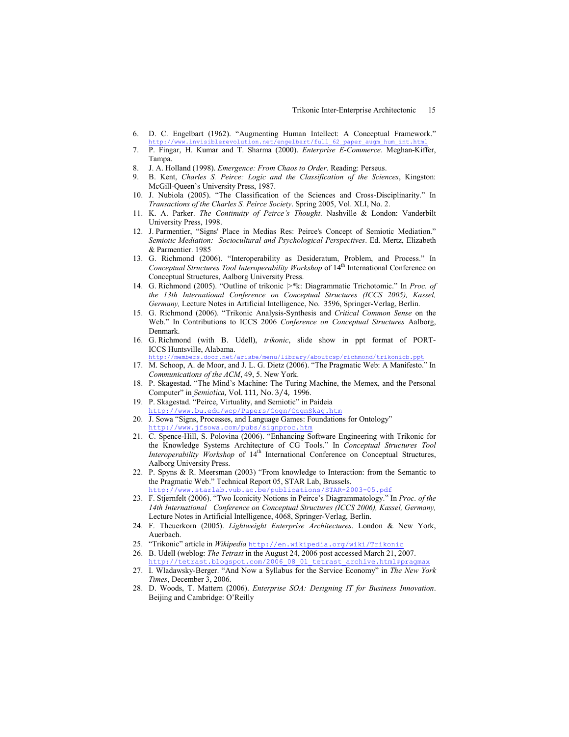6. D. C. Engelbart (1962). "Augmenting Human Intellect: A Conceptual Framework." http://www.invisiblerevolution.net/engelbart/full_62_paper_augm_hum_int.html
7. P. Fingar, H. Kumar and T. Sharma (2000). *Enterprise E-Commerce*. Meghan-Kiffer, Tampa.
8. J. A. Holland (1998). *Emergence: From Chaos to Order*. Reading: Perseus.
9. B. Kent, *Charles S. Peirce: Logic and the Classification of the Sciences*, Kingston: McGill-Queen's University Press, 1987.
10. J. Nubiola (2005). "The Classification of the Sciences and Cross-Disciplinarity." In *Transactions of the Charles S. Peirce Society*. Spring 2005, Vol. XLI, No. 2.
11. K. A. Parker. *The Continuity of Peirce's Thought*. Nashville & London: Vanderbilt University Press, 1998.
12. J. Parmentier, "Signs' Place in Medias Res: Peirce's Concept of Semiotic Mediation." *Semiotic Mediation: Sociocultural and Psychological Perspectives*. Ed. Mertz, Elizabeth & Parmentier. 1985
13. G. Richmond (2006). "Interoperability as Desideratum, Problem, and Process." In *Conceptual Structures Tool Interoperability Workshop* of 14th International Conference on Conceptual Structures, Aalborg University Press.
14. G. Richmond (2005). "Outline of trikonic |>*k: Diagrammatic Trichotomic." In *Proc. of the 13th International Conference on Conceptual Structures (ICCS 2005), Kassel, Germany,* Lecture Notes in Artificial Intelligence, No. 3596, Springer-Verlag, Berlin.
15. G. Richmond (2006). "Trikonic Analysis-Synthesis and *Critical Common Sense* on the Web." In Contributions to ICCS 2006 *Conference on Conceptual Structures* Aalborg, Denmark.
16. G. Richmond (with B. Udell), *trikonic*, slide show in ppt format of PORT-ICCS Huntsville, Alabama. http://members.door.net/arisbe/menu/library/aboutcsp/richmond/trikonicb.ppt
17. M. Schoop, A. de Moor, and J. L. G. Dietz (2006). "The Pragmatic Web: A Manifesto." In *Communications of the ACM*, 49, 5. New York.
18. P. Skagestad. "The Mind's Machine: The Turing Machine, the Memex, and the Personal Computer" in *Semiotica*, Vol. 111, No. 3/4, 1996.
19. P. Skagestad. "Peirce, Virtuality, and Semiotic" in Paideia http://www.bu.edu/wcp/Papers/Cogn/CognSkag.htm
20. J. Sowa "Signs, Processes, and Language Games: Foundations for Ontology" http://www.jfsowa.com/pubs/signproc.htm
21. C. Spence-Hill, S. Polovina (2006). "Enhancing Software Engineering with Trikonic for the Knowledge Systems Architecture of CG Tools." In *Conceptual Structures Tool Interoperability Workshop* of 14th International Conference on Conceptual Structures, Aalborg University Press.
22. P. Spyns & R. Meersman (2003) "From knowledge to Interaction: from the Semantic to the Pragmatic Web." Technical Report 05, STAR Lab, Brussels. http://www.starlab.vub.ac.be/publications/STAR-2003-05.pdf
23. F. Stjernfelt (2006). "Two Iconicity Notions in Peirce's Diagrammatology." In *Proc. of the 14th International Conference on Conceptual Structures (ICCS 2006), Kassel, Germany,* Lecture Notes in Artificial Intelligence, 4068, Springer-Verlag, Berlin.
24. F. Theuerkorn (2005). *Lightweight Enterprise Architectures*. London & New York, Auerbach.
25. "Trikonic" article in *Wikipedia* http://en.wikipedia.org/wiki/Trikonic
26. B. Udell (weblog: *The Tetrast* in the August 24, 2006 post accessed March 21, 2007. http://tetrast.blogspot.com/2006_08_01_tetrast_archive.html#pragmax
27. I. Wladawsky-Berger. "And Now a Syllabus for the Service Economy" in *The New York Times*, December 3, 2006.
28. D. Woods, T. Mattern (2006). *Enterprise SOA: Designing IT for Business Innovation*. Beijing and Cambridge: O'Reilly